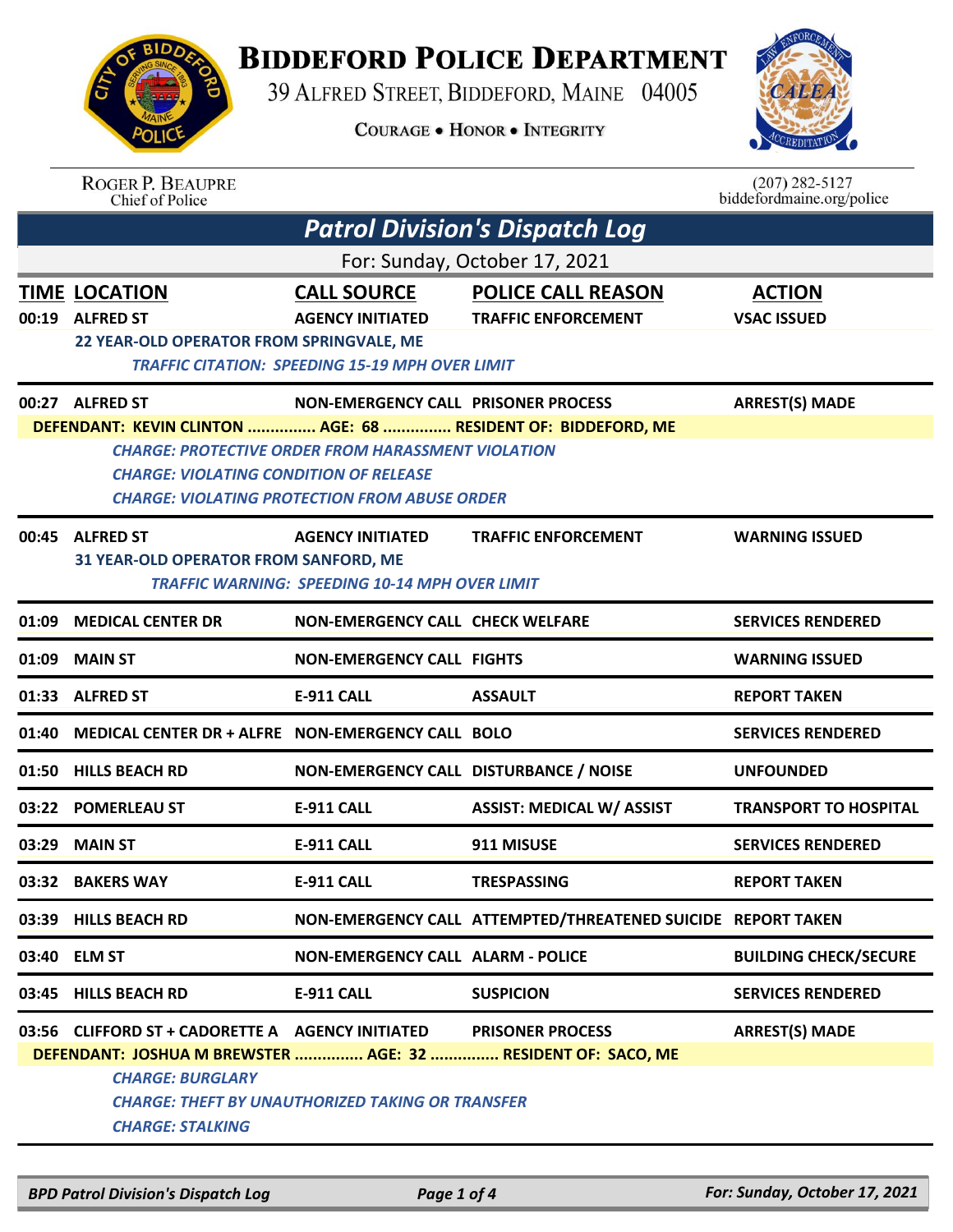# BIDDEFORD POLICE DEPARTMENT

39 ALFRED STREET, BIDDEFORD, MAINE 04005

COURAGE • HONOR • INTEGRITY

ROGER P. BEAUPRE
Chief of Police

(207) 282-5127
biddefordmaine.org/police

## Patrol Division's Dispatch Log

For: Sunday, October 17, 2021

| TIME | LOCATION | CALL SOURCE | POLICE CALL REASON | ACTION |
|---|---|---|---|---|
| 00:19 | ALFRED ST | AGENCY INITIATED | TRAFFIC ENFORCEMENT | VSAC ISSUED |
| | 22 YEAR-OLD OPERATOR FROM SPRINGVALE, ME | | | |
| | *TRAFFIC CITATION: SPEEDING 15-19 MPH OVER LIMIT* | | | |
| 00:27 | ALFRED ST | NON-EMERGENCY CALL | PRISONER PROCESS | ARREST(S) MADE |
| | DEFENDANT: KEVIN CLINTON ............... AGE: 68 ............... RESIDENT OF: BIDDEFORD, ME | | | |
| | *CHARGE: PROTECTIVE ORDER FROM HARASSMENT VIOLATION* | | | |
| | *CHARGE: VIOLATING CONDITION OF RELEASE* | | | |
| | *CHARGE: VIOLATING PROTECTION FROM ABUSE ORDER* | | | |
| 00:45 | ALFRED ST | AGENCY INITIATED | TRAFFIC ENFORCEMENT | WARNING ISSUED |
| | 31 YEAR-OLD OPERATOR FROM SANFORD, ME | | | |
| | *TRAFFIC WARNING: SPEEDING 10-14 MPH OVER LIMIT* | | | |
| 01:09 | MEDICAL CENTER DR | NON-EMERGENCY CALL | CHECK WELFARE | SERVICES RENDERED |
| 01:09 | MAIN ST | NON-EMERGENCY CALL | FIGHTS | WARNING ISSUED |
| 01:33 | ALFRED ST | E-911 CALL | ASSAULT | REPORT TAKEN |
| 01:40 | MEDICAL CENTER DR + ALFRE | NON-EMERGENCY CALL | BOLO | SERVICES RENDERED |
| 01:50 | HILLS BEACH RD | NON-EMERGENCY CALL | DISTURBANCE / NOISE | UNFOUNDED |
| 03:22 | POMERLEAU ST | E-911 CALL | ASSIST: MEDICAL W/ ASSIST | TRANSPORT TO HOSPITAL |
| 03:29 | MAIN ST | E-911 CALL | 911 MISUSE | SERVICES RENDERED |
| 03:32 | BAKERS WAY | E-911 CALL | TRESPASSING | REPORT TAKEN |
| 03:39 | HILLS BEACH RD | NON-EMERGENCY CALL | ATTEMPTED/THREATENED SUICIDE | REPORT TAKEN |
| 03:40 | ELM ST | NON-EMERGENCY CALL | ALARM - POLICE | BUILDING CHECK/SECURE |
| 03:45 | HILLS BEACH RD | E-911 CALL | SUSPICION | SERVICES RENDERED |
| 03:56 | CLIFFORD ST + CADORETTE A | AGENCY INITIATED | PRISONER PROCESS | ARREST(S) MADE |
| | DEFENDANT: JOSHUA M BREWSTER ............... AGE: 32 ............... RESIDENT OF: SACO, ME | | | |
| | *CHARGE: BURGLARY* | | | |
| | *CHARGE: THEFT BY UNAUTHORIZED TAKING OR TRANSFER* | | | |
| | *CHARGE: STALKING* | | | |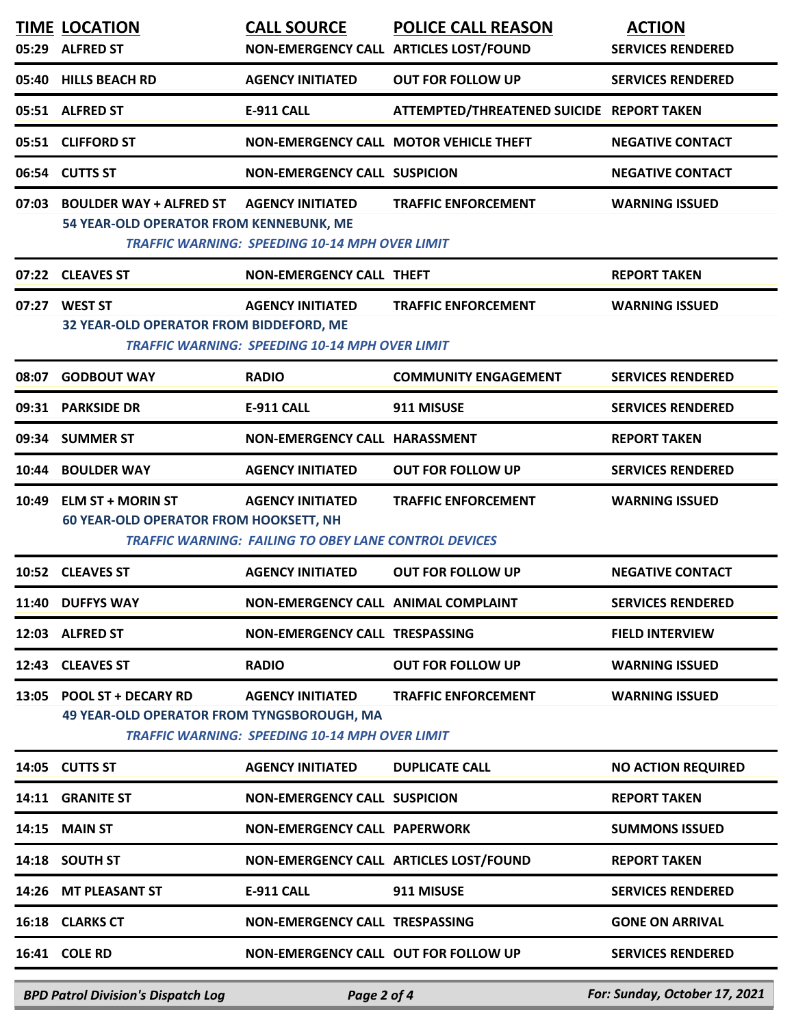| TIME | LOCATION | CALL SOURCE | POLICE CALL REASON | ACTION |
|---|---|---|---|---|
| 05:29 | ALFRED ST | NON-EMERGENCY CALL | ARTICLES LOST/FOUND | SERVICES RENDERED |
| 05:40 | HILLS BEACH RD | AGENCY INITIATED | OUT FOR FOLLOW UP | SERVICES RENDERED |
| 05:51 | ALFRED ST | E-911 CALL | ATTEMPTED/THREATENED SUICIDE | REPORT TAKEN |
| 05:51 | CLIFFORD ST | NON-EMERGENCY CALL | MOTOR VEHICLE THEFT | NEGATIVE CONTACT |
| 06:54 | CUTTS ST | NON-EMERGENCY CALL | SUSPICION | NEGATIVE CONTACT |
| 07:03 | BOULDER WAY + ALFRED ST<br>54 YEAR-OLD OPERATOR FROM KENNEBUNK, ME<br>*TRAFFIC WARNING: SPEEDING 10-14 MPH OVER LIMIT* | AGENCY INITIATED | TRAFFIC ENFORCEMENT | WARNING ISSUED |
| 07:22 | CLEAVES ST | NON-EMERGENCY CALL | THEFT | REPORT TAKEN |
| 07:27 | WEST ST<br>32 YEAR-OLD OPERATOR FROM BIDDEFORD, ME<br>*TRAFFIC WARNING: SPEEDING 10-14 MPH OVER LIMIT* | AGENCY INITIATED | TRAFFIC ENFORCEMENT | WARNING ISSUED |
| 08:07 | GODBOUT WAY | RADIO | COMMUNITY ENGAGEMENT | SERVICES RENDERED |
| 09:31 | PARKSIDE DR | E-911 CALL | 911 MISUSE | SERVICES RENDERED |
| 09:34 | SUMMER ST | NON-EMERGENCY CALL | HARASSMENT | REPORT TAKEN |
| 10:44 | BOULDER WAY | AGENCY INITIATED | OUT FOR FOLLOW UP | SERVICES RENDERED |
| 10:49 | ELM ST + MORIN ST<br>60 YEAR-OLD OPERATOR FROM HOOKSETT, NH<br>*TRAFFIC WARNING: FAILING TO OBEY LANE CONTROL DEVICES* | AGENCY INITIATED | TRAFFIC ENFORCEMENT | WARNING ISSUED |
| 10:52 | CLEAVES ST | AGENCY INITIATED | OUT FOR FOLLOW UP | NEGATIVE CONTACT |
| 11:40 | DUFFYS WAY | NON-EMERGENCY CALL | ANIMAL COMPLAINT | SERVICES RENDERED |
| 12:03 | ALFRED ST | NON-EMERGENCY CALL | TRESPASSING | FIELD INTERVIEW |
| 12:43 | CLEAVES ST | RADIO | OUT FOR FOLLOW UP | WARNING ISSUED |
| 13:05 | POOL ST + DECARY RD<br>49 YEAR-OLD OPERATOR FROM TYNGSBOROUGH, MA<br>*TRAFFIC WARNING: SPEEDING 10-14 MPH OVER LIMIT* | AGENCY INITIATED | TRAFFIC ENFORCEMENT | WARNING ISSUED |
| 14:05 | CUTTS ST | AGENCY INITIATED | DUPLICATE CALL | NO ACTION REQUIRED |
| 14:11 | GRANITE ST | NON-EMERGENCY CALL | SUSPICION | REPORT TAKEN |
| 14:15 | MAIN ST | NON-EMERGENCY CALL | PAPERWORK | SUMMONS ISSUED |
| 14:18 | SOUTH ST | NON-EMERGENCY CALL | ARTICLES LOST/FOUND | REPORT TAKEN |
| 14:26 | MT PLEASANT ST | E-911 CALL | 911 MISUSE | SERVICES RENDERED |
| 16:18 | CLARKS CT | NON-EMERGENCY CALL | TRESPASSING | GONE ON ARRIVAL |
| 16:41 | COLE RD | NON-EMERGENCY CALL | OUT FOR FOLLOW UP | SERVICES RENDERED |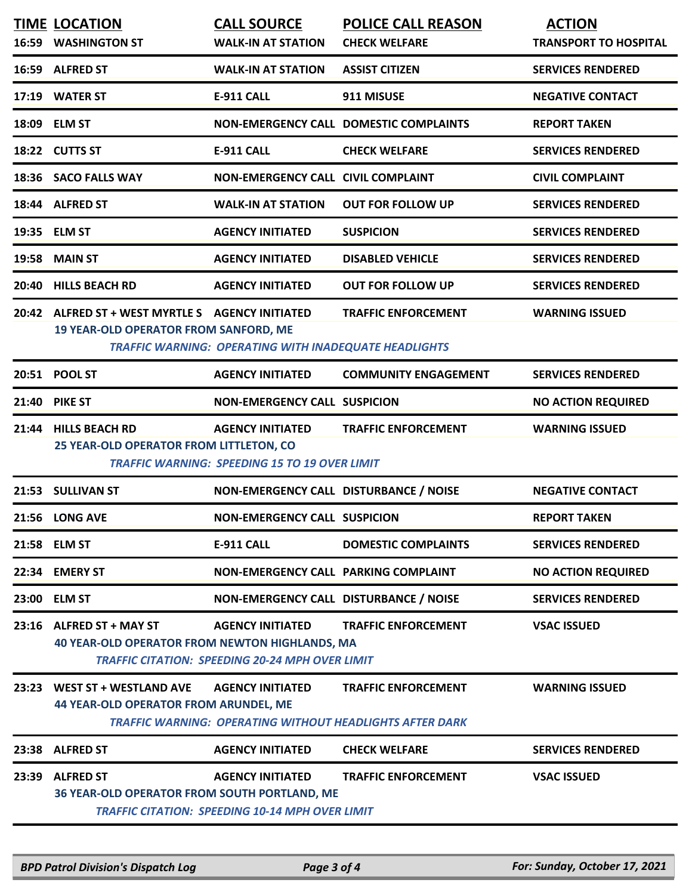| TIME | LOCATION | CALL SOURCE | POLICE CALL REASON | ACTION |
|---|---|---|---|---|
| 16:59 | WASHINGTON ST | WALK-IN AT STATION | CHECK WELFARE | TRANSPORT TO HOSPITAL |
| 16:59 | ALFRED ST | WALK-IN AT STATION | ASSIST CITIZEN | SERVICES RENDERED |
| 17:19 | WATER ST | E-911 CALL | 911 MISUSE | NEGATIVE CONTACT |
| 18:09 | ELM ST | NON-EMERGENCY CALL | DOMESTIC COMPLAINTS | REPORT TAKEN |
| 18:22 | CUTTS ST | E-911 CALL | CHECK WELFARE | SERVICES RENDERED |
| 18:36 | SACO FALLS WAY | NON-EMERGENCY CALL | CIVIL COMPLAINT | CIVIL COMPLAINT |
| 18:44 | ALFRED ST | WALK-IN AT STATION | OUT FOR FOLLOW UP | SERVICES RENDERED |
| 19:35 | ELM ST | AGENCY INITIATED | SUSPICION | SERVICES RENDERED |
| 19:58 | MAIN ST | AGENCY INITIATED | DISABLED VEHICLE | SERVICES RENDERED |
| 20:40 | HILLS BEACH RD | AGENCY INITIATED | OUT FOR FOLLOW UP | SERVICES RENDERED |
| 20:42 | ALFRED ST + WEST MYRTLE S | AGENCY INITIATED | TRAFFIC ENFORCEMENT | WARNING ISSUED |
| | 19 YEAR-OLD OPERATOR FROM SANFORD, ME<br>*TRAFFIC WARNING: OPERATING WITH INADEQUATE HEADLIGHTS* | | | |
| 20:51 | POOL ST | AGENCY INITIATED | COMMUNITY ENGAGEMENT | SERVICES RENDERED |
| 21:40 | PIKE ST | NON-EMERGENCY CALL | SUSPICION | NO ACTION REQUIRED |
| 21:44 | HILLS BEACH RD | AGENCY INITIATED | TRAFFIC ENFORCEMENT | WARNING ISSUED |
| | 25 YEAR-OLD OPERATOR FROM LITTLETON, CO<br>*TRAFFIC WARNING: SPEEDING 15 TO 19 OVER LIMIT* | | | |
| 21:53 | SULLIVAN ST | NON-EMERGENCY CALL | DISTURBANCE / NOISE | NEGATIVE CONTACT |
| 21:56 | LONG AVE | NON-EMERGENCY CALL | SUSPICION | REPORT TAKEN |
| 21:58 | ELM ST | E-911 CALL | DOMESTIC COMPLAINTS | SERVICES RENDERED |
| 22:34 | EMERY ST | NON-EMERGENCY CALL | PARKING COMPLAINT | NO ACTION REQUIRED |
| 23:00 | ELM ST | NON-EMERGENCY CALL | DISTURBANCE / NOISE | SERVICES RENDERED |
| 23:16 | ALFRED ST + MAY ST | AGENCY INITIATED | TRAFFIC ENFORCEMENT | VSAC ISSUED |
| | 40 YEAR-OLD OPERATOR FROM NEWTON HIGHLANDS, MA<br>*TRAFFIC CITATION: SPEEDING 20-24 MPH OVER LIMIT* | | | |
| 23:23 | WEST ST + WESTLAND AVE | AGENCY INITIATED | TRAFFIC ENFORCEMENT | WARNING ISSUED |
| | 44 YEAR-OLD OPERATOR FROM ARUNDEL, ME<br>*TRAFFIC WARNING: OPERATING WITHOUT HEADLIGHTS AFTER DARK* | | | |
| 23:38 | ALFRED ST | AGENCY INITIATED | CHECK WELFARE | SERVICES RENDERED |
| 23:39 | ALFRED ST | AGENCY INITIATED | TRAFFIC ENFORCEMENT | VSAC ISSUED |
| | 36 YEAR-OLD OPERATOR FROM SOUTH PORTLAND, ME<br>*TRAFFIC CITATION: SPEEDING 10-14 MPH OVER LIMIT* | | | |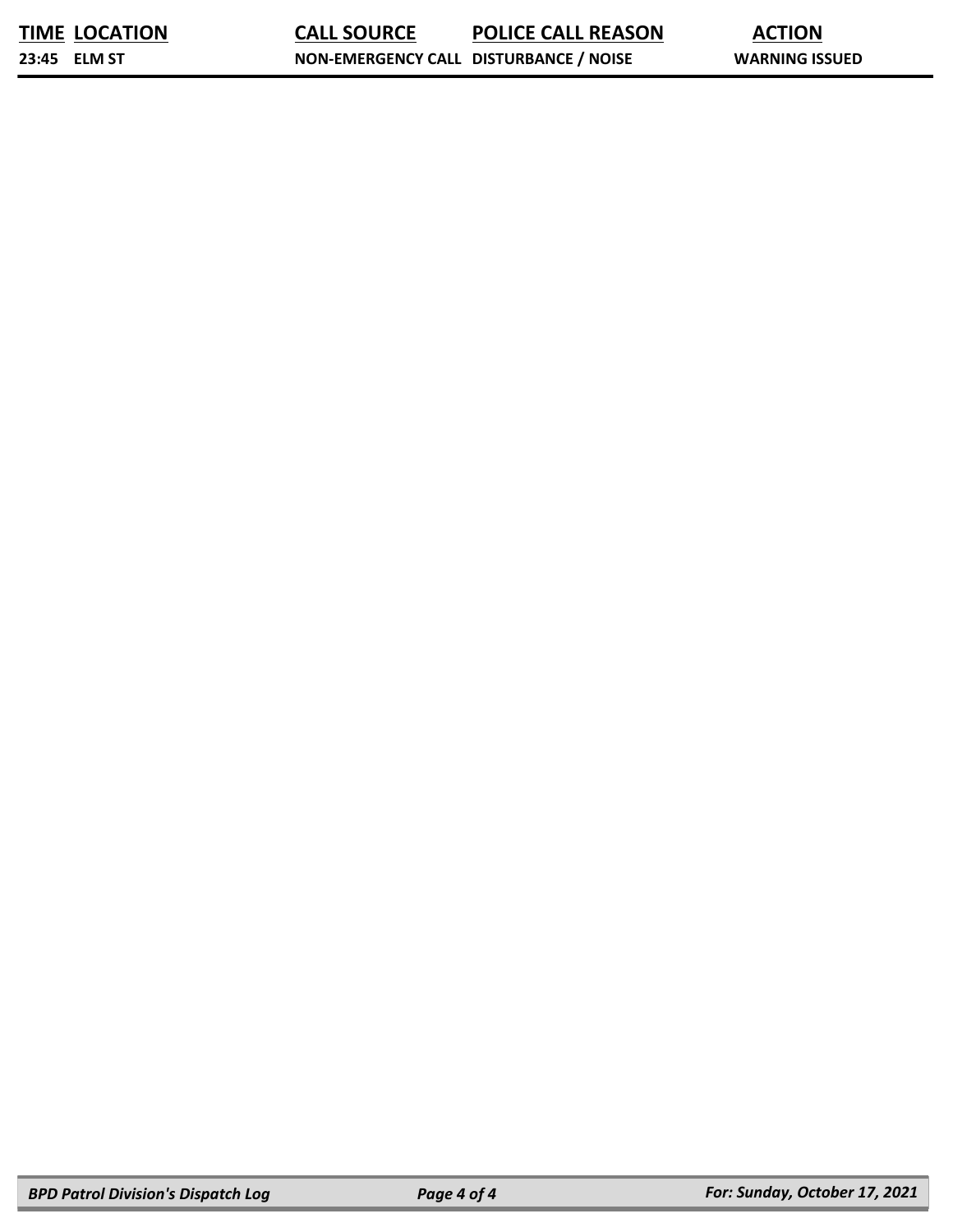| TIME | LOCATION | CALL SOURCE | POLICE CALL REASON | ACTION |
|---|---|---|---|---|
| 23:45 | ELM ST | NON-EMERGENCY CALL | DISTURBANCE / NOISE | WARNING ISSUED |